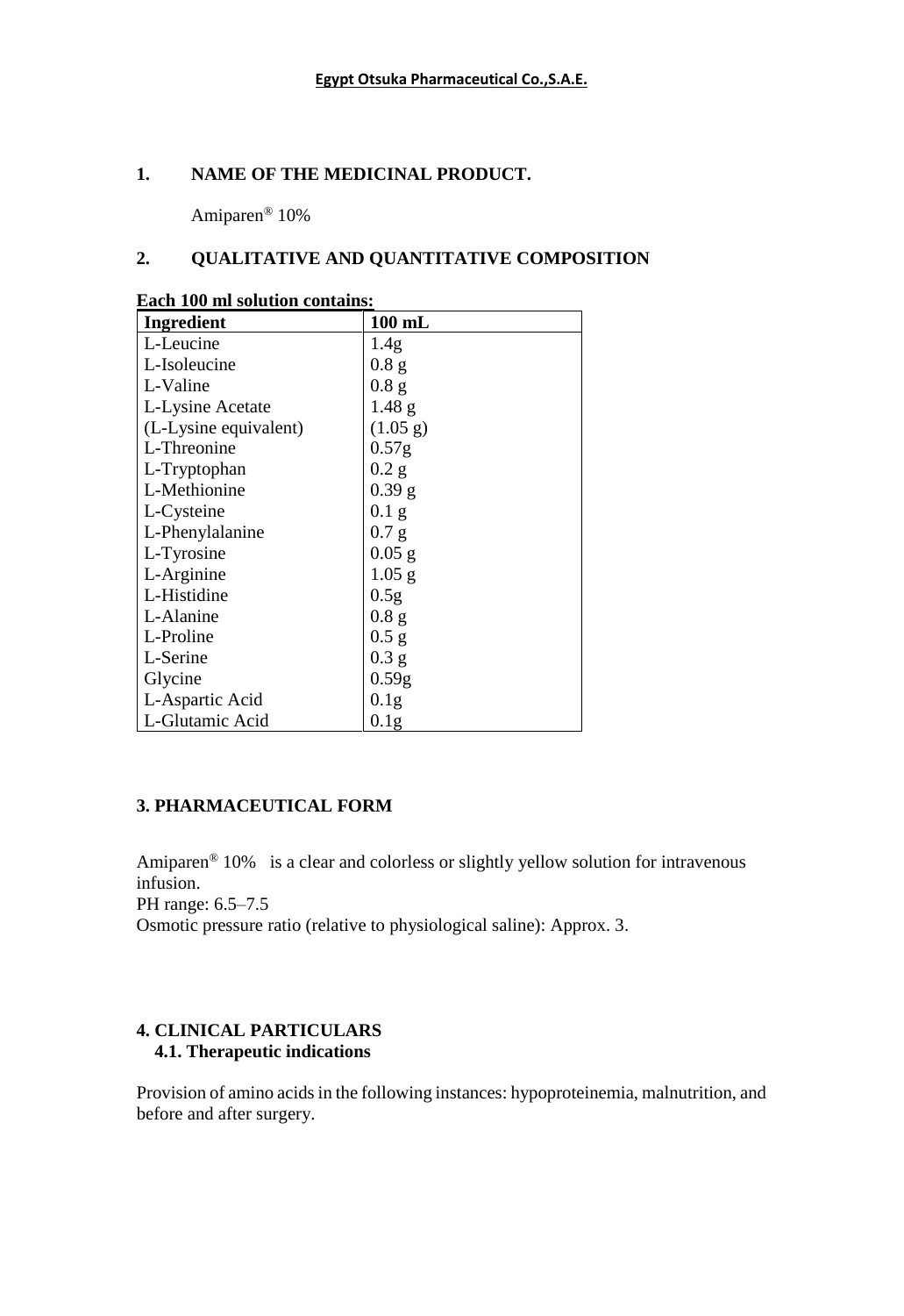**Egypt Otsuka Pharmaceutical Co.,S.A.E.**

## 1. NAME OF THE MEDICINAL PRODUCT.

Amiparen® 10%

## 2. QUALITATIVE AND QUANTITATIVE COMPOSITION

**Each 100 ml solution contains:**

| Ingredient | 100 mL |
|---|---|
| L-Leucine | 1.4g |
| L-Isoleucine | 0.8 g |
| L-Valine | 0.8 g |
| L-Lysine Acetate | 1.48 g |
| (L-Lysine equivalent) | (1.05 g) |
| L-Threonine | 0.57g |
| L-Tryptophan | 0.2 g |
| L-Methionine | 0.39 g |
| L-Cysteine | 0.1 g |
| L-Phenylalanine | 0.7 g |
| L-Tyrosine | 0.05 g |
| L-Arginine | 1.05 g |
| L-Histidine | 0.5g |
| L-Alanine | 0.8 g |
| L-Proline | 0.5 g |
| L-Serine | 0.3 g |
| Glycine | 0.59g |
| L-Aspartic Acid | 0.1g |
| L-Glutamic Acid | 0.1g |

## 3. PHARMACEUTICAL FORM

Amiparen® 10% is a clear and colorless or slightly yellow solution for intravenous infusion.

PH range: 6.5–7.5

Osmotic pressure ratio (relative to physiological saline): Approx. 3.

## 4. CLINICAL PARTICULARS

### 4.1. Therapeutic indications

Provision of amino acids in the following instances: hypoproteinemia, malnutrition, and before and after surgery.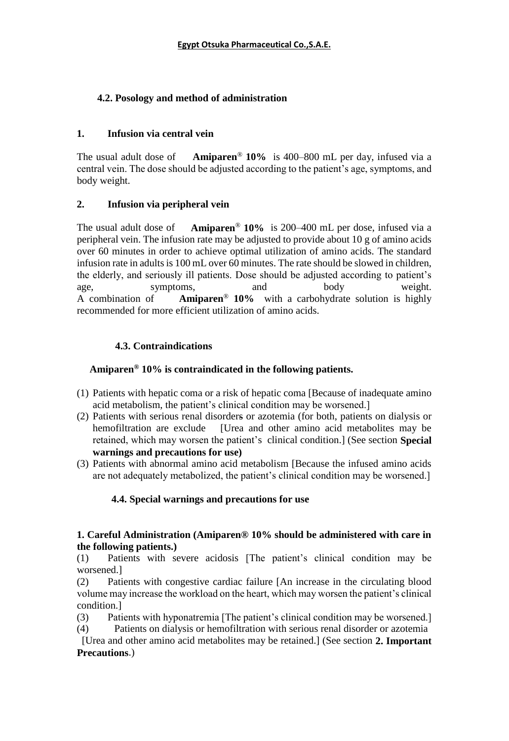## 4.2. Posology and method of administration

### 1. Infusion via central vein

The usual adult dose of **Amiparen® 10%** is 400–800 mL per day, infused via a central vein. The dose should be adjusted according to the patient's age, symptoms, and body weight.

### 2. Infusion via peripheral vein

The usual adult dose of **Amiparen® 10%** is 200–400 mL per dose, infused via a peripheral vein. The infusion rate may be adjusted to provide about 10 g of amino acids over 60 minutes in order to achieve optimal utilization of amino acids. The standard infusion rate in adults is 100 mL over 60 minutes. The rate should be slowed in children, the elderly, and seriously ill patients. Dose should be adjusted according to patient's age, symptoms, and body weight.
A combination of **Amiparen® 10%** with a carbohydrate solution is highly recommended for more efficient utilization of amino acids.

## 4.3. Contraindications

**Amiparen® 10% is contraindicated in the following patients.**

(1) Patients with hepatic coma or a risk of hepatic coma [Because of inadequate amino acid metabolism, the patient's clinical condition may be worsened.]
(2) Patients with serious renal disorders or azotemia (for both, patients on dialysis or hemofiltration are exclude [Urea and other amino acid metabolites may be retained, which may worsen the patient's clinical condition.] (See section **Special warnings and precautions for use)**
(3) Patients with abnormal amino acid metabolism [Because the infused amino acids are not adequately metabolized, the patient's clinical condition may be worsened.]

## 4.4. Special warnings and precautions for use

**1. Careful Administration (Amiparen® 10% should be administered with care in the following patients.)**

(1) Patients with severe acidosis [The patient's clinical condition may be worsened.]
(2) Patients with congestive cardiac failure [An increase in the circulating blood volume may increase the workload on the heart, which may worsen the patient's clinical condition.]
(3) Patients with hyponatremia [The patient's clinical condition may be worsened.]
(4) Patients on dialysis or hemofiltration with serious renal disorder or azotemia [Urea and other amino acid metabolites may be retained.] (See section **2. Important Precautions**.)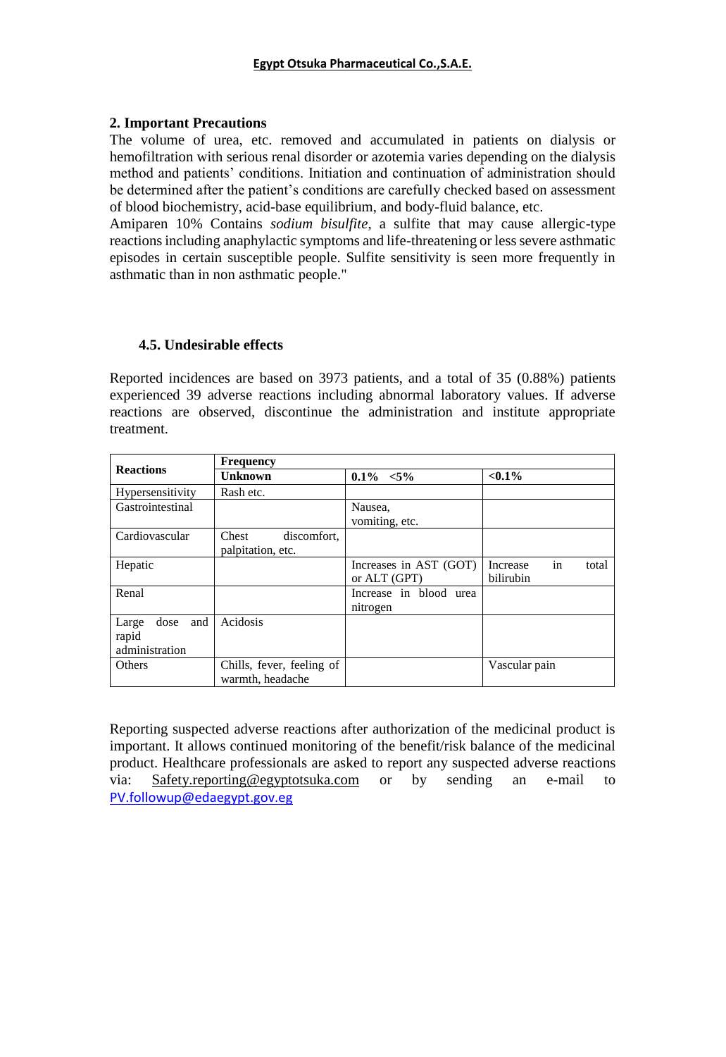## 2. Important Precautions

The volume of urea, etc. removed and accumulated in patients on dialysis or hemofiltration with serious renal disorder or azotemia varies depending on the dialysis method and patients' conditions. Initiation and continuation of administration should be determined after the patient's conditions are carefully checked based on assessment of blood biochemistry, acid-base equilibrium, and body-fluid balance, etc.

Amiparen 10% Contains *sodium bisulfite*, a sulfite that may cause allergic-type reactions including anaphylactic symptoms and life-threatening or less severe asthmatic episodes in certain susceptible people. Sulfite sensitivity is seen more frequently in asthmatic than in non asthmatic people."

### 4.5. Undesirable effects

Reported incidences are based on 3973 patients, and a total of 35 (0.88%) patients experienced 39 adverse reactions including abnormal laboratory values. If adverse reactions are observed, discontinue the administration and institute appropriate treatment.

| **Reactions** | **Frequency** | | |
|---|---|---|---|
| | **Unknown** | **0.1% <5%** | **<0.1%** |
| Hypersensitivity | Rash etc. | | |
| Gastrointestinal | | Nausea, vomiting, etc. | |
| Cardiovascular | Chest discomfort, palpitation, etc. | | |
| Hepatic | | Increases in AST (GOT) or ALT (GPT) | Increase in total bilirubin |
| Renal | | Increase in blood urea nitrogen | |
| Large dose and rapid administration | Acidosis | | |
| Others | Chills, fever, feeling of warmth, headache | | Vascular pain |

Reporting suspected adverse reactions after authorization of the medicinal product is important. It allows continued monitoring of the benefit/risk balance of the medicinal product. Healthcare professionals are asked to report any suspected adverse reactions via: Safety.reporting@egyptotsuka.com or by sending an e-mail to PV.followup@edaegypt.gov.eg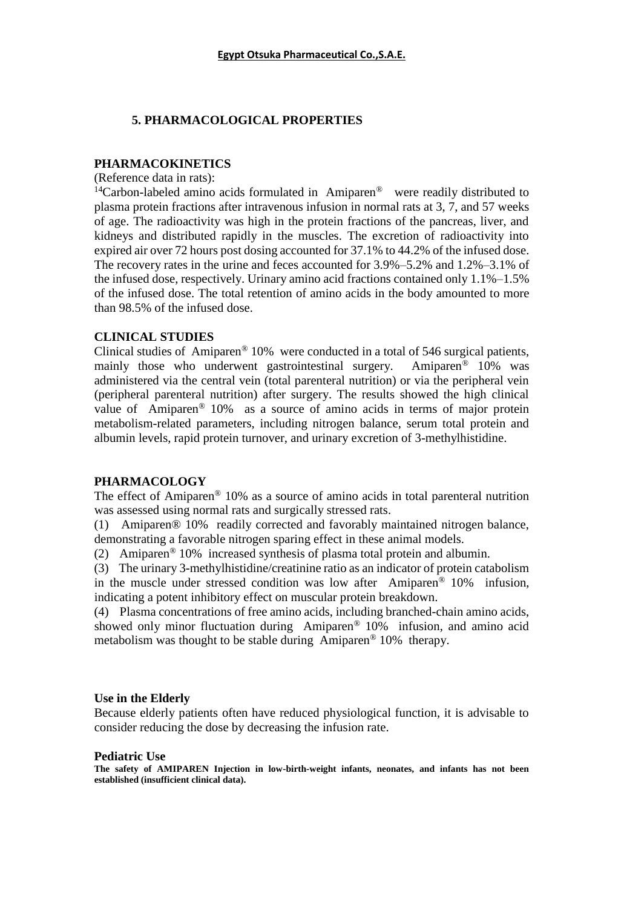## 5. PHARMACOLOGICAL PROPERTIES

### PHARMACOKINETICS

(Reference data in rats):

$^{14}$Carbon-labeled amino acids formulated in Amiparen® were readily distributed to plasma protein fractions after intravenous infusion in normal rats at 3, 7, and 57 weeks of age. The radioactivity was high in the protein fractions of the pancreas, liver, and kidneys and distributed rapidly in the muscles. The excretion of radioactivity into expired air over 72 hours post dosing accounted for 37.1% to 44.2% of the infused dose. The recovery rates in the urine and feces accounted for 3.9%–5.2% and 1.2%–3.1% of the infused dose, respectively. Urinary amino acid fractions contained only 1.1%–1.5% of the infused dose. The total retention of amino acids in the body amounted to more than 98.5% of the infused dose.

### CLINICAL STUDIES

Clinical studies of Amiparen® 10% were conducted in a total of 546 surgical patients, mainly those who underwent gastrointestinal surgery. Amiparen® 10% was administered via the central vein (total parenteral nutrition) or via the peripheral vein (peripheral parenteral nutrition) after surgery. The results showed the high clinical value of Amiparen® 10% as a source of amino acids in terms of major protein metabolism-related parameters, including nitrogen balance, serum total protein and albumin levels, rapid protein turnover, and urinary excretion of 3-methylhistidine.

### PHARMACOLOGY

The effect of Amiparen® 10% as a source of amino acids in total parenteral nutrition was assessed using normal rats and surgically stressed rats.

(1) Amiparen® 10% readily corrected and favorably maintained nitrogen balance, demonstrating a favorable nitrogen sparing effect in these animal models.

(2) Amiparen® 10% increased synthesis of plasma total protein and albumin.

(3) The urinary 3-methylhistidine/creatinine ratio as an indicator of protein catabolism in the muscle under stressed condition was low after Amiparen® 10% infusion, indicating a potent inhibitory effect on muscular protein breakdown.

(4) Plasma concentrations of free amino acids, including branched-chain amino acids, showed only minor fluctuation during Amiparen® 10% infusion, and amino acid metabolism was thought to be stable during Amiparen® 10% therapy.

### Use in the Elderly

Because elderly patients often have reduced physiological function, it is advisable to consider reducing the dose by decreasing the infusion rate.

### Pediatric Use

**The safety of AMIPAREN Injection in low-birth-weight infants, neonates, and infants has not been established (insufficient clinical data).**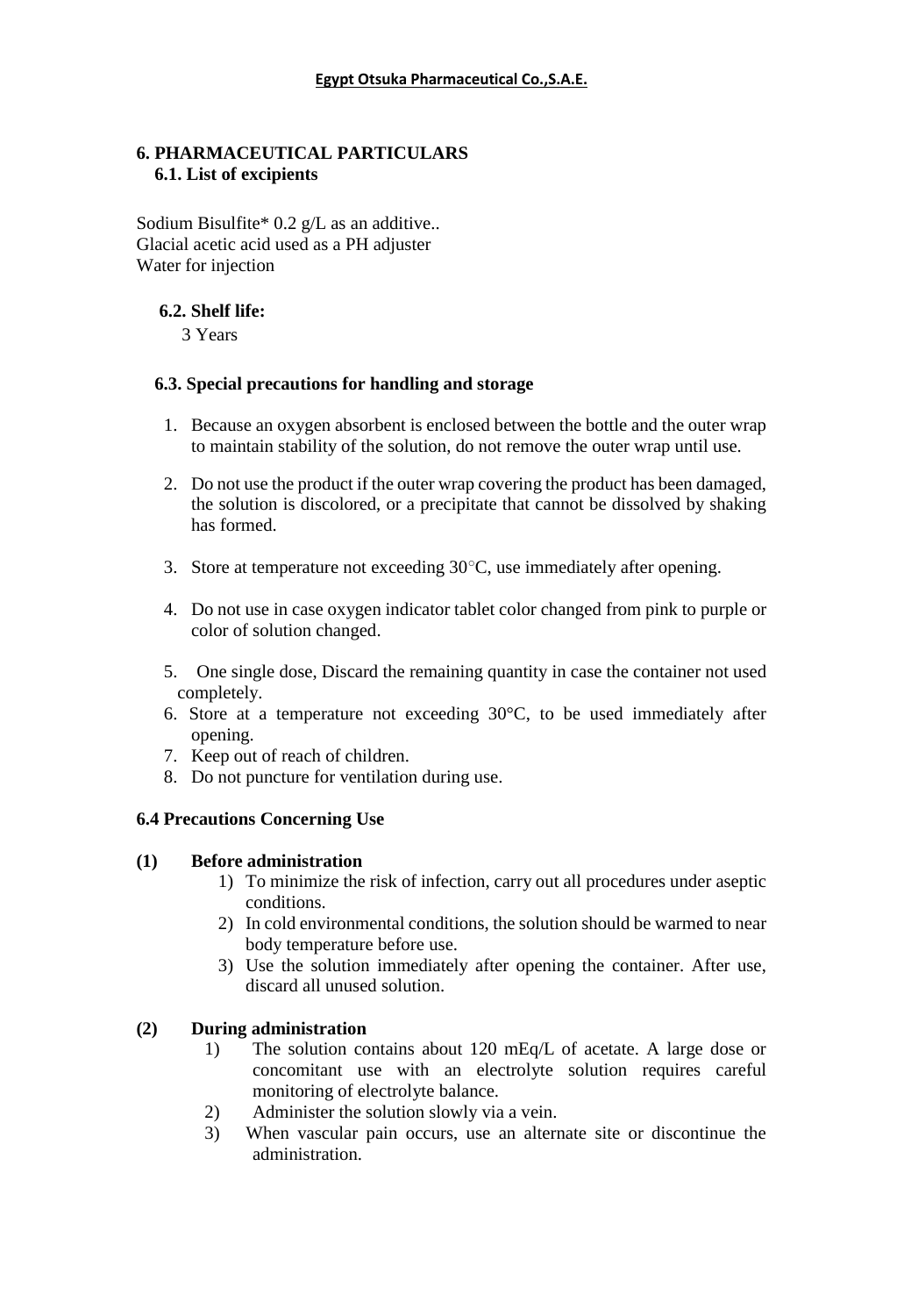## 6. PHARMACEUTICAL PARTICULARS

### 6.1. List of excipients

Sodium Bisulfite* 0.2 g/L as an additive..
Glacial acetic acid used as a PH adjuster
Water for injection

### 6.2. Shelf life:

3 Years

### 6.3. Special precautions for handling and storage

1. Because an oxygen absorbent is enclosed between the bottle and the outer wrap to maintain stability of the solution, do not remove the outer wrap until use.
2. Do not use the product if the outer wrap covering the product has been damaged, the solution is discolored, or a precipitate that cannot be dissolved by shaking has formed.
3. Store at temperature not exceeding 30°C, use immediately after opening.
4. Do not use in case oxygen indicator tablet color changed from pink to purple or color of solution changed.
5. One single dose, Discard the remaining quantity in case the container not used completely.
6. Store at a temperature not exceeding 30°C, to be used immediately after opening.
7. Keep out of reach of children.
8. Do not puncture for ventilation during use.

### 6.4 Precautions Concerning Use

**(1) Before administration**

1) To minimize the risk of infection, carry out all procedures under aseptic conditions.
2) In cold environmental conditions, the solution should be warmed to near body temperature before use.
3) Use the solution immediately after opening the container. After use, discard all unused solution.

**(2) During administration**

1) The solution contains about 120 mEq/L of acetate. A large dose or concomitant use with an electrolyte solution requires careful monitoring of electrolyte balance.
2) Administer the solution slowly via a vein.
3) When vascular pain occurs, use an alternate site or discontinue the administration.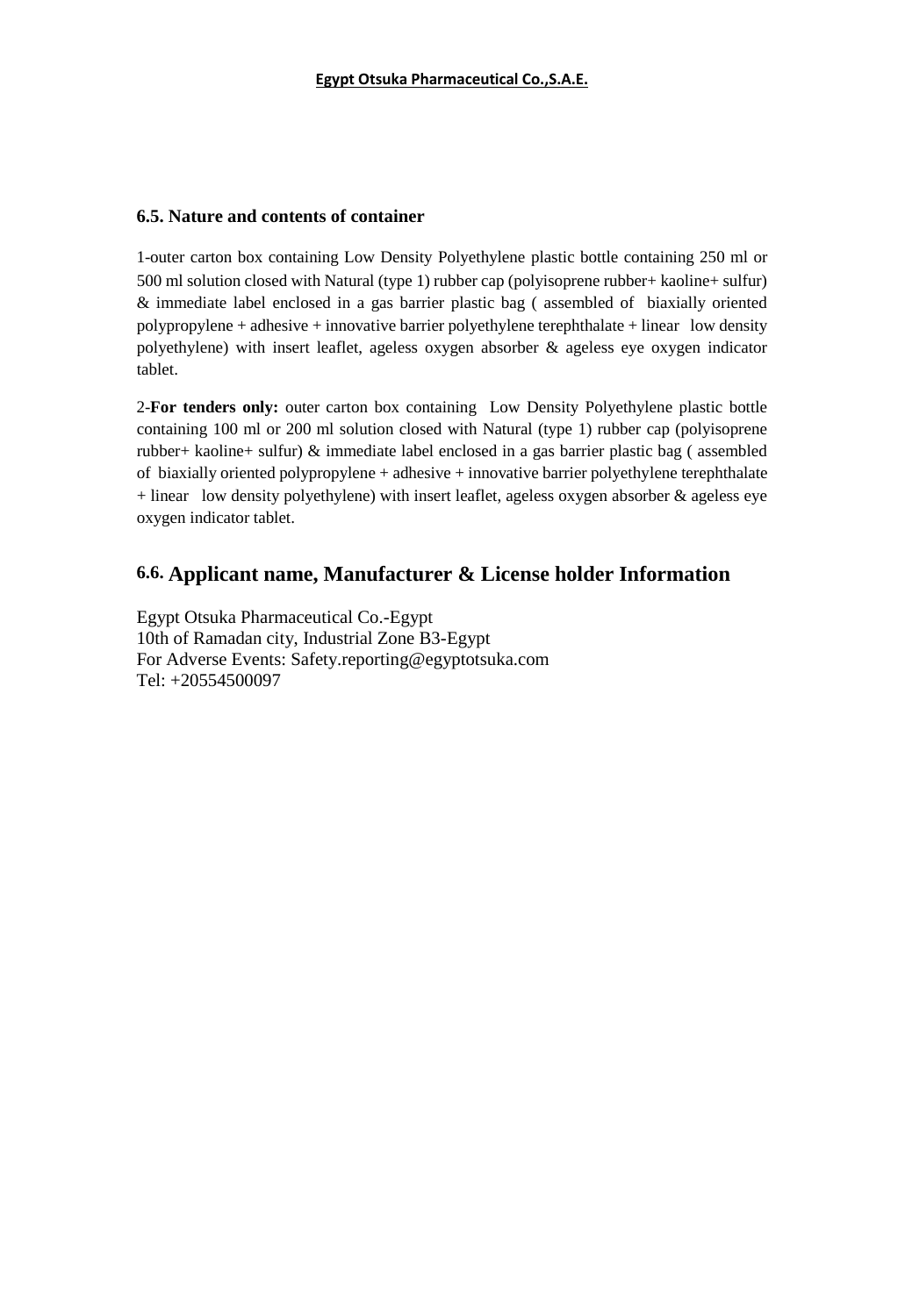### 6.5. Nature and contents of container

1-outer carton box containing Low Density Polyethylene plastic bottle containing 250 ml or 500 ml solution closed with Natural (type 1) rubber cap (polyisoprene rubber+ kaoline+ sulfur) & immediate label enclosed in a gas barrier plastic bag ( assembled of biaxially oriented polypropylene + adhesive + innovative barrier polyethylene terephthalate + linear low density polyethylene) with insert leaflet, ageless oxygen absorber & ageless eye oxygen indicator tablet.

2-**For tenders only:** outer carton box containing Low Density Polyethylene plastic bottle containing 100 ml or 200 ml solution closed with Natural (type 1) rubber cap (polyisoprene rubber+ kaoline+ sulfur) & immediate label enclosed in a gas barrier plastic bag ( assembled of biaxially oriented polypropylene + adhesive + innovative barrier polyethylene terephthalate + linear low density polyethylene) with insert leaflet, ageless oxygen absorber & ageless eye oxygen indicator tablet.

## 6.6. Applicant name, Manufacturer & License holder Information

Egypt Otsuka Pharmaceutical Co.-Egypt
10th of Ramadan city, Industrial Zone B3-Egypt
For Adverse Events: Safety.reporting@egyptotsuka.com
Tel: +20554500097